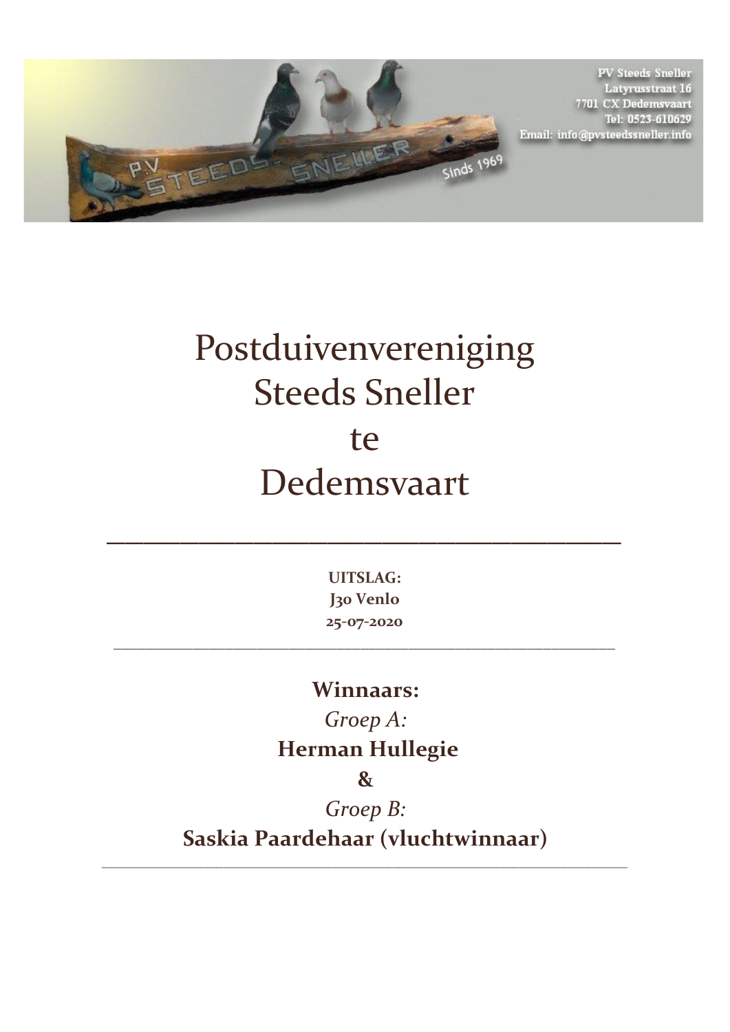PV Steeds Sneller
Latyrusstraat 16
7701 CX Dedemsvaart
Tel: 0523-610629
Email: info@pvsteedssneller.info

# Postduivenvereniging Steeds Sneller te Dedemsvaart

---

**UITSLAG:**
**J30 Venlo**
**25-07-2020**

---

## Winnaars:

*Groep A:*

**Herman Hullegie**

**&**

*Groep B:*

**Saskia Paardehaar (vluchtwinnaar)**

---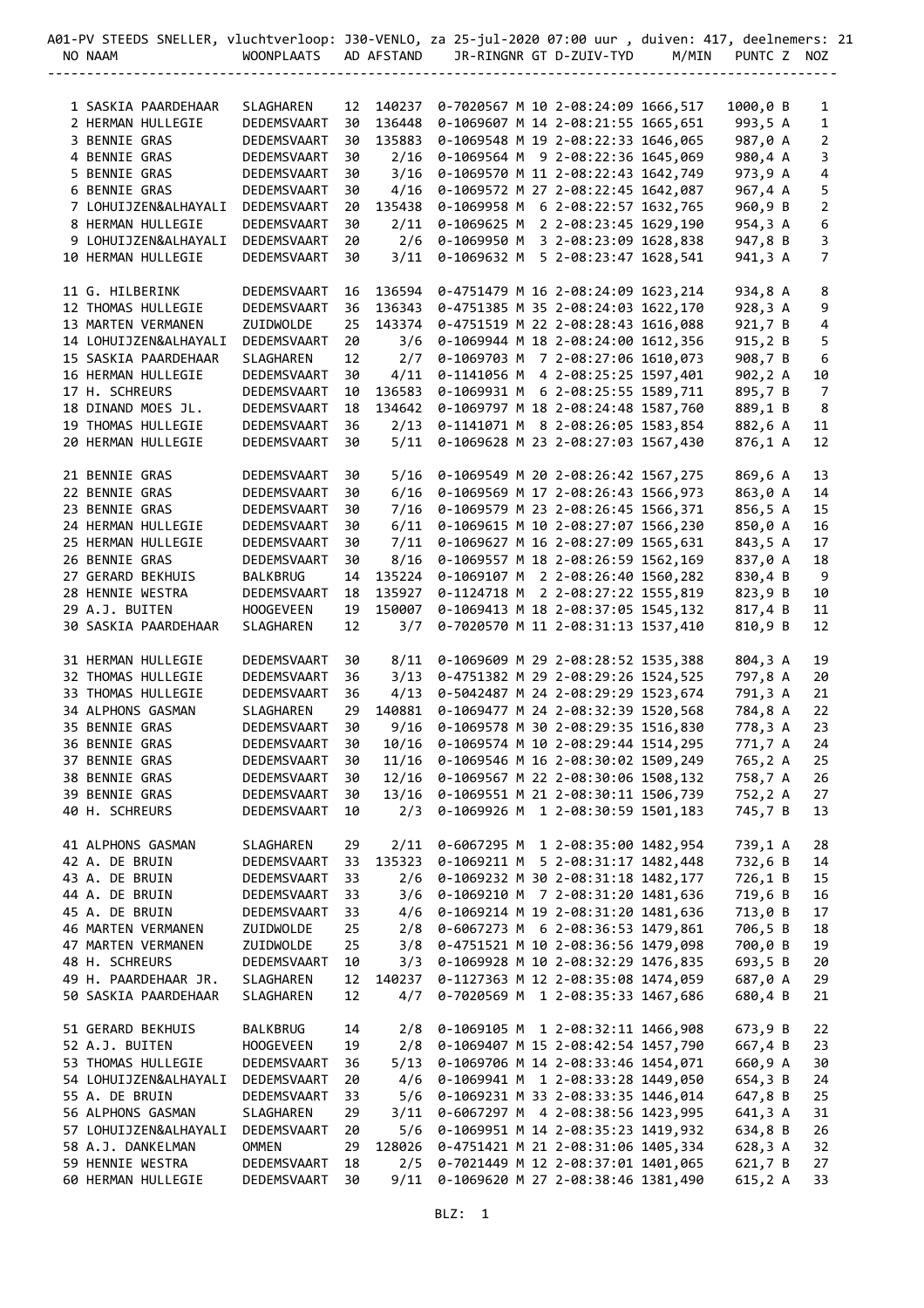A01-PV STEEDS SNELLER, vluchtverloop: J30-VENLO, za 25-jul-2020 07:00 uur , duiven: 417, deelnemers: 21

| NO | NAAM | WOONPLAATS | AD | AFSTAND | JR-RINGNR | GT | D-ZUIV-TYD | M/MIN | PUNTC | Z | NOZ |
|---|---|---|---|---|---|---|---|---|---|---|---|
| 1 | SASKIA PAARDEHAAR | SLAGHAREN | 12 | 140237 | 0-7020567 M | 10 | 2-08:24:09 | 1666,517 | 1000,0 | B | 1 |
| 2 | HERMAN HULLEGIE | DEDEMSVAART | 30 | 136448 | 0-1069607 M | 14 | 2-08:21:55 | 1665,651 | 993,5 | A | 1 |
| 3 | BENNIE GRAS | DEDEMSVAART | 30 | 135883 | 0-1069548 M | 19 | 2-08:22:33 | 1646,065 | 987,0 | A | 2 |
| 4 | BENNIE GRAS | DEDEMSVAART | 30 | 2/16 | 0-1069564 M | 9 | 2-08:22:36 | 1645,069 | 980,4 | A | 3 |
| 5 | BENNIE GRAS | DEDEMSVAART | 30 | 3/16 | 0-1069570 M | 11 | 2-08:22:43 | 1642,749 | 973,9 | A | 4 |
| 6 | BENNIE GRAS | DEDEMSVAART | 30 | 4/16 | 0-1069572 M | 27 | 2-08:22:45 | 1642,087 | 967,4 | A | 5 |
| 7 | LOHUIJZEN&ALHAYALI | DEDEMSVAART | 20 | 135438 | 0-1069958 M | 6 | 2-08:22:57 | 1632,765 | 960,9 | B | 2 |
| 8 | HERMAN HULLEGIE | DEDEMSVAART | 30 | 2/11 | 0-1069625 M | 2 | 2-08:23:45 | 1629,190 | 954,3 | A | 6 |
| 9 | LOHUIJZEN&ALHAYALI | DEDEMSVAART | 20 | 2/6 | 0-1069950 M | 3 | 2-08:23:09 | 1628,838 | 947,8 | B | 3 |
| 10 | HERMAN HULLEGIE | DEDEMSVAART | 30 | 3/11 | 0-1069632 M | 5 | 2-08:23:47 | 1628,541 | 941,3 | A | 7 |
| 11 | G. HILBERINK | DEDEMSVAART | 16 | 136594 | 0-4751479 M | 16 | 2-08:24:09 | 1623,214 | 934,8 | A | 8 |
| 12 | THOMAS HULLEGIE | DEDEMSVAART | 36 | 136343 | 0-4751385 M | 35 | 2-08:24:03 | 1622,170 | 928,3 | A | 9 |
| 13 | MARTEN VERMANEN | ZUIDWOLDE | 25 | 143374 | 0-4751519 M | 22 | 2-08:28:43 | 1616,088 | 921,7 | B | 4 |
| 14 | LOHUIJZEN&ALHAYALI | DEDEMSVAART | 20 | 3/6 | 0-1069944 M | 18 | 2-08:24:00 | 1612,356 | 915,2 | B | 5 |
| 15 | SASKIA PAARDEHAAR | SLAGHAREN | 12 | 2/7 | 0-1069703 M | 7 | 2-08:27:06 | 1610,073 | 908,7 | B | 6 |
| 16 | HERMAN HULLEGIE | DEDEMSVAART | 30 | 4/11 | 0-1141056 M | 4 | 2-08:25:25 | 1597,401 | 902,2 | A | 10 |
| 17 | H. SCHREURS | DEDEMSVAART | 10 | 136583 | 0-1069931 M | 6 | 2-08:25:55 | 1589,711 | 895,7 | B | 7 |
| 18 | DINAND MOES JL. | DEDEMSVAART | 18 | 134642 | 0-1069797 M | 18 | 2-08:24:48 | 1587,760 | 889,1 | B | 8 |
| 19 | THOMAS HULLEGIE | DEDEMSVAART | 36 | 2/13 | 0-1141071 M | 8 | 2-08:26:05 | 1583,854 | 882,6 | A | 11 |
| 20 | HERMAN HULLEGIE | DEDEMSVAART | 30 | 5/11 | 0-1069628 M | 23 | 2-08:27:03 | 1567,430 | 876,1 | A | 12 |
| 21 | BENNIE GRAS | DEDEMSVAART | 30 | 5/16 | 0-1069549 M | 20 | 2-08:26:42 | 1567,275 | 869,6 | A | 13 |
| 22 | BENNIE GRAS | DEDEMSVAART | 30 | 6/16 | 0-1069569 M | 17 | 2-08:26:43 | 1566,973 | 863,0 | A | 14 |
| 23 | BENNIE GRAS | DEDEMSVAART | 30 | 7/16 | 0-1069579 M | 23 | 2-08:26:45 | 1566,371 | 856,5 | A | 15 |
| 24 | HERMAN HULLEGIE | DEDEMSVAART | 30 | 6/11 | 0-1069615 M | 10 | 2-08:27:07 | 1566,230 | 850,0 | A | 16 |
| 25 | HERMAN HULLEGIE | DEDEMSVAART | 30 | 7/11 | 0-1069627 M | 16 | 2-08:27:09 | 1565,631 | 843,5 | A | 17 |
| 26 | BENNIE GRAS | DEDEMSVAART | 30 | 8/16 | 0-1069557 M | 18 | 2-08:26:59 | 1562,169 | 837,0 | A | 18 |
| 27 | GERARD BEKHUIS | BALKBRUG | 14 | 135224 | 0-1069107 M | 2 | 2-08:26:40 | 1560,282 | 830,4 | B | 9 |
| 28 | HENNIE WESTRA | DEDEMSVAART | 18 | 135927 | 0-1124718 M | 2 | 2-08:27:22 | 1555,819 | 823,9 | B | 10 |
| 29 | A.J. BUITEN | HOOGEVEEN | 19 | 150007 | 0-1069413 M | 18 | 2-08:37:05 | 1545,132 | 817,4 | B | 11 |
| 30 | SASKIA PAARDEHAAR | SLAGHAREN | 12 | 3/7 | 0-7020570 M | 11 | 2-08:31:13 | 1537,410 | 810,9 | B | 12 |
| 31 | HERMAN HULLEGIE | DEDEMSVAART | 30 | 8/11 | 0-1069609 M | 29 | 2-08:28:52 | 1535,388 | 804,3 | A | 19 |
| 32 | THOMAS HULLEGIE | DEDEMSVAART | 36 | 3/13 | 0-4751382 M | 29 | 2-08:29:26 | 1524,525 | 797,8 | A | 20 |
| 33 | THOMAS HULLEGIE | DEDEMSVAART | 36 | 4/13 | 0-5042487 M | 24 | 2-08:29:29 | 1523,674 | 791,3 | A | 21 |
| 34 | ALPHONS GASMAN | SLAGHAREN | 29 | 140881 | 0-1069477 M | 24 | 2-08:32:39 | 1520,568 | 784,8 | A | 22 |
| 35 | BENNIE GRAS | DEDEMSVAART | 30 | 9/16 | 0-1069578 M | 30 | 2-08:29:35 | 1516,830 | 778,3 | A | 23 |
| 36 | BENNIE GRAS | DEDEMSVAART | 30 | 10/16 | 0-1069574 M | 10 | 2-08:29:44 | 1514,295 | 771,7 | A | 24 |
| 37 | BENNIE GRAS | DEDEMSVAART | 30 | 11/16 | 0-1069546 M | 16 | 2-08:30:02 | 1509,249 | 765,2 | A | 25 |
| 38 | BENNIE GRAS | DEDEMSVAART | 30 | 12/16 | 0-1069567 M | 22 | 2-08:30:06 | 1508,132 | 758,7 | A | 26 |
| 39 | BENNIE GRAS | DEDEMSVAART | 30 | 13/16 | 0-1069551 M | 21 | 2-08:30:11 | 1506,739 | 752,2 | A | 27 |
| 40 | H. SCHREURS | DEDEMSVAART | 10 | 2/3 | 0-1069926 M | 1 | 2-08:30:59 | 1501,183 | 745,7 | B | 13 |
| 41 | ALPHONS GASMAN | SLAGHAREN | 29 | 2/11 | 0-6067295 M | 1 | 2-08:35:00 | 1482,954 | 739,1 | A | 28 |
| 42 | A. DE BRUIN | DEDEMSVAART | 33 | 135323 | 0-1069211 M | 5 | 2-08:31:17 | 1482,448 | 732,6 | B | 14 |
| 43 | A. DE BRUIN | DEDEMSVAART | 33 | 2/6 | 0-1069232 M | 30 | 2-08:31:18 | 1482,177 | 726,1 | B | 15 |
| 44 | A. DE BRUIN | DEDEMSVAART | 33 | 3/6 | 0-1069210 M | 7 | 2-08:31:20 | 1481,636 | 719,6 | B | 16 |
| 45 | A. DE BRUIN | DEDEMSVAART | 33 | 4/6 | 0-1069214 M | 19 | 2-08:31:20 | 1481,636 | 713,0 | B | 17 |
| 46 | MARTEN VERMANEN | ZUIDWOLDE | 25 | 2/8 | 0-6067273 M | 6 | 2-08:36:53 | 1479,861 | 706,5 | B | 18 |
| 47 | MARTEN VERMANEN | ZUIDWOLDE | 25 | 3/8 | 0-4751521 M | 10 | 2-08:36:56 | 1479,098 | 700,0 | B | 19 |
| 48 | H. SCHREURS | DEDEMSVAART | 10 | 3/3 | 0-1069928 M | 10 | 2-08:32:29 | 1476,835 | 693,5 | B | 20 |
| 49 | H. PAARDEHAAR JR. | SLAGHAREN | 12 | 140237 | 0-1127363 M | 12 | 2-08:35:08 | 1474,059 | 687,0 | A | 29 |
| 50 | SASKIA PAARDEHAAR | SLAGHAREN | 12 | 4/7 | 0-7020569 M | 1 | 2-08:35:33 | 1467,686 | 680,4 | B | 21 |
| 51 | GERARD BEKHUIS | BALKBRUG | 14 | 2/8 | 0-1069105 M | 1 | 2-08:32:11 | 1466,908 | 673,9 | B | 22 |
| 52 | A.J. BUITEN | HOOGEVEEN | 19 | 2/8 | 0-1069407 M | 15 | 2-08:42:54 | 1457,790 | 667,4 | B | 23 |
| 53 | THOMAS HULLEGIE | DEDEMSVAART | 36 | 5/13 | 0-1069706 M | 14 | 2-08:33:46 | 1454,071 | 660,9 | A | 30 |
| 54 | LOHUIJZEN&ALHAYALI | DEDEMSVAART | 20 | 4/6 | 0-1069941 M | 1 | 2-08:33:28 | 1449,050 | 654,3 | B | 24 |
| 55 | A. DE BRUIN | DEDEMSVAART | 33 | 5/6 | 0-1069231 M | 33 | 2-08:33:35 | 1446,014 | 647,8 | B | 25 |
| 56 | ALPHONS GASMAN | SLAGHAREN | 29 | 3/11 | 0-6067297 M | 4 | 2-08:38:56 | 1423,995 | 641,3 | A | 31 |
| 57 | LOHUIJZEN&ALHAYALI | DEDEMSVAART | 20 | 5/6 | 0-1069951 M | 14 | 2-08:35:23 | 1419,932 | 634,8 | B | 26 |
| 58 | A.J. DANKELMAN | OMMEN | 29 | 128026 | 0-4751421 M | 21 | 2-08:31:06 | 1405,334 | 628,3 | A | 32 |
| 59 | HENNIE WESTRA | DEDEMSVAART | 18 | 2/5 | 0-7021449 M | 12 | 2-08:37:01 | 1401,065 | 621,7 | B | 27 |
| 60 | HERMAN HULLEGIE | DEDEMSVAART | 30 | 9/11 | 0-1069620 M | 27 | 2-08:38:46 | 1381,490 | 615,2 | A | 33 |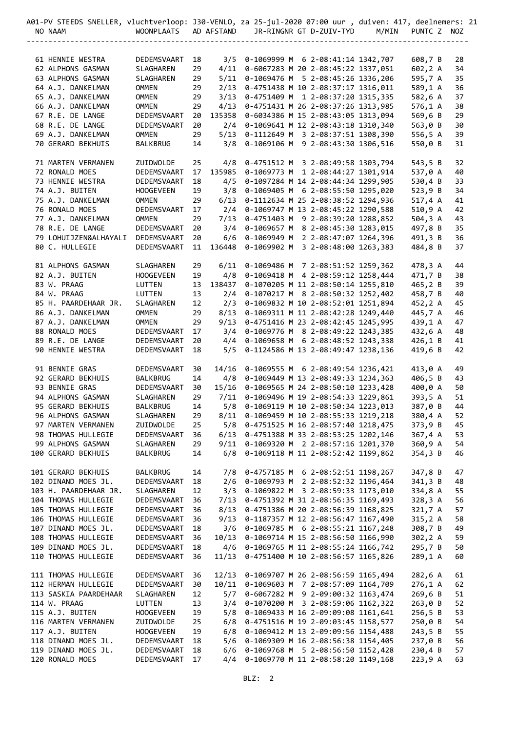A01-PV STEEDS SNELLER, vluchtverloop: J30-VENLO, za 25-jul-2020 07:00 uur , duiven: 417, deelnemers: 21

| NO | NAAM | WOONPLAATS | AD | AFSTAND | JR-RINGNR | GT | D-ZUIV-TYD | M/MIN | PUNTC | Z | NOZ |
|---|---|---|---|---|---|---|---|---|---|---|---|
| 61 | HENNIE WESTRA | DEDEMSVAART | 18 | 3/5 | 0-1069999 M | 6 | 2-08:41:14 | 1342,707 | 608,7 | B | 28 |
| 62 | ALPHONS GASMAN | SLAGHAREN | 29 | 4/11 | 0-6067283 M | 20 | 2-08:45:22 | 1337,051 | 602,2 | A | 34 |
| 63 | ALPHONS GASMAN | SLAGHAREN | 29 | 5/11 | 0-1069476 M | 5 | 2-08:45:26 | 1336,206 | 595,7 | A | 35 |
| 64 | A.J. DANKELMAN | OMMEN | 29 | 2/13 | 0-4751438 M | 10 | 2-08:37:17 | 1316,011 | 589,1 | A | 36 |
| 65 | A.J. DANKELMAN | OMMEN | 29 | 3/13 | 0-4751409 M | 1 | 2-08:37:20 | 1315,335 | 582,6 | A | 37 |
| 66 | A.J. DANKELMAN | OMMEN | 29 | 4/13 | 0-4751431 M | 26 | 2-08:37:26 | 1313,985 | 576,1 | A | 38 |
| 67 | R.E. DE LANGE | DEDEMSVAART | 20 | 135358 | 0-6034386 M | 15 | 2-08:43:05 | 1313,094 | 569,6 | B | 29 |
| 68 | R.E. DE LANGE | DEDEMSVAART | 20 | 2/4 | 0-1069641 M | 12 | 2-08:43:18 | 1310,340 | 563,0 | B | 30 |
| 69 | A.J. DANKELMAN | OMMEN | 29 | 5/13 | 0-1112649 M | 3 | 2-08:37:51 | 1308,390 | 556,5 | A | 39 |
| 70 | GERARD BEKHUIS | BALKBRUG | 14 | 3/8 | 0-1069106 M | 9 | 2-08:43:30 | 1306,516 | 550,0 | B | 31 |
| 71 | MARTEN VERMANEN | ZUIDWOLDE | 25 | 4/8 | 0-4751512 M | 3 | 2-08:49:58 | 1303,794 | 543,5 | B | 32 |
| 72 | RONALD MOES | DEDEMSVAART | 17 | 135985 | 0-1069773 M | 1 | 2-08:44:27 | 1301,914 | 537,0 | A | 40 |
| 73 | HENNIE WESTRA | DEDEMSVAART | 18 | 4/5 | 0-1097284 M | 14 | 2-08:44:34 | 1299,905 | 530,4 | B | 33 |
| 74 | A.J. BUITEN | HOOGEVEEN | 19 | 3/8 | 0-1069405 M | 6 | 2-08:55:50 | 1295,020 | 523,9 | B | 34 |
| 75 | A.J. DANKELMAN | OMMEN | 29 | 6/13 | 0-1112634 M | 25 | 2-08:38:52 | 1294,936 | 517,4 | A | 41 |
| 76 | RONALD MOES | DEDEMSVAART | 17 | 2/4 | 0-1069747 M | 13 | 2-08:45:22 | 1290,588 | 510,9 | A | 42 |
| 77 | A.J. DANKELMAN | OMMEN | 29 | 7/13 | 0-4751403 M | 9 | 2-08:39:20 | 1288,852 | 504,3 | A | 43 |
| 78 | R.E. DE LANGE | DEDEMSVAART | 20 | 3/4 | 0-1069657 M | 8 | 2-08:45:30 | 1283,015 | 497,8 | B | 35 |
| 79 | LOHUIJZEN&ALHAYALI | DEDEMSVAART | 20 | 6/6 | 0-1069949 M | 2 | 2-08:47:07 | 1264,396 | 491,3 | B | 36 |
| 80 | C. HULLEGIE | DEDEMSVAART | 11 | 136448 | 0-1069902 M | 3 | 2-08:48:00 | 1263,383 | 484,8 | B | 37 |
| 81 | ALPHONS GASMAN | SLAGHAREN | 29 | 6/11 | 0-1069486 M | 7 | 2-08:51:52 | 1259,362 | 478,3 | A | 44 |
| 82 | A.J. BUITEN | HOOGEVEEN | 19 | 4/8 | 0-1069418 M | 4 | 2-08:59:12 | 1258,444 | 471,7 | B | 38 |
| 83 | W. PRAAG | LUTTEN | 13 | 138437 | 0-1070205 M | 11 | 2-08:50:14 | 1255,810 | 465,2 | B | 39 |
| 84 | W. PRAAG | LUTTEN | 13 | 2/4 | 0-1070217 M | 8 | 2-08:50:32 | 1252,402 | 458,7 | B | 40 |
| 85 | H. PAARDEHAAR JR. | SLAGHAREN | 12 | 2/3 | 0-1069832 M | 10 | 2-08:52:01 | 1251,894 | 452,2 | A | 45 |
| 86 | A.J. DANKELMAN | OMMEN | 29 | 8/13 | 0-1069311 M | 11 | 2-08:42:28 | 1249,440 | 445,7 | A | 46 |
| 87 | A.J. DANKELMAN | OMMEN | 29 | 9/13 | 0-4751416 M | 23 | 2-08:42:45 | 1245,995 | 439,1 | A | 47 |
| 88 | RONALD MOES | DEDEMSVAART | 17 | 3/4 | 0-1069776 M | 8 | 2-08:49:22 | 1243,385 | 432,6 | A | 48 |
| 89 | R.E. DE LANGE | DEDEMSVAART | 20 | 4/4 | 0-1069658 M | 6 | 2-08:48:52 | 1243,338 | 426,1 | B | 41 |
| 90 | HENNIE WESTRA | DEDEMSVAART | 18 | 5/5 | 0-1124586 M | 13 | 2-08:49:47 | 1238,136 | 419,6 | B | 42 |
| 91 | BENNIE GRAS | DEDEMSVAART | 30 | 14/16 | 0-1069555 M | 6 | 2-08:49:54 | 1236,421 | 413,0 | A | 49 |
| 92 | GERARD BEKHUIS | BALKBRUG | 14 | 4/8 | 0-1069449 M | 13 | 2-08:49:33 | 1234,363 | 406,5 | B | 43 |
| 93 | BENNIE GRAS | DEDEMSVAART | 30 | 15/16 | 0-1069565 M | 24 | 2-08:50:10 | 1233,428 | 400,0 | A | 50 |
| 94 | ALPHONS GASMAN | SLAGHAREN | 29 | 7/11 | 0-1069496 M | 19 | 2-08:54:33 | 1229,861 | 393,5 | A | 51 |
| 95 | GERARD BEKHUIS | BALKBRUG | 14 | 5/8 | 0-1069119 M | 10 | 2-08:50:34 | 1223,013 | 387,0 | B | 44 |
| 96 | ALPHONS GASMAN | SLAGHAREN | 29 | 8/11 | 0-1069459 M | 10 | 2-08:55:33 | 1219,218 | 380,4 | A | 52 |
| 97 | MARTEN VERMANEN | ZUIDWOLDE | 25 | 5/8 | 0-4751525 M | 16 | 2-08:57:40 | 1218,475 | 373,9 | B | 45 |
| 98 | THOMAS HULLEGIE | DEDEMSVAART | 36 | 6/13 | 0-4751388 M | 33 | 2-08:53:25 | 1202,146 | 367,4 | A | 53 |
| 99 | ALPHONS GASMAN | SLAGHAREN | 29 | 9/11 | 0-1069320 M | 2 | 2-08:57:16 | 1201,370 | 360,9 | A | 54 |
| 100 | GERARD BEKHUIS | BALKBRUG | 14 | 6/8 | 0-1069118 M | 11 | 2-08:52:42 | 1199,862 | 354,3 | B | 46 |
| 101 | GERARD BEKHUIS | BALKBRUG | 14 | 7/8 | 0-4757185 M | 6 | 2-08:52:51 | 1198,267 | 347,8 | B | 47 |
| 102 | DINAND MOES JL. | DEDEMSVAART | 18 | 2/6 | 0-1069793 M | 2 | 2-08:52:32 | 1196,464 | 341,3 | B | 48 |
| 103 | H. PAARDEHAAR JR. | SLAGHAREN | 12 | 3/3 | 0-1069822 M | 3 | 2-08:59:33 | 1173,010 | 334,8 | A | 55 |
| 104 | THOMAS HULLEGIE | DEDEMSVAART | 36 | 7/13 | 0-4751392 M | 31 | 2-08:56:35 | 1169,493 | 328,3 | A | 56 |
| 105 | THOMAS HULLEGIE | DEDEMSVAART | 36 | 8/13 | 0-4751386 M | 20 | 2-08:56:39 | 1168,825 | 321,7 | A | 57 |
| 106 | THOMAS HULLEGIE | DEDEMSVAART | 36 | 9/13 | 0-1187357 M | 12 | 2-08:56:47 | 1167,490 | 315,2 | A | 58 |
| 107 | DINAND MOES JL. | DEDEMSVAART | 18 | 3/6 | 0-1069785 M | 6 | 2-08:55:21 | 1167,248 | 308,7 | B | 49 |
| 108 | THOMAS HULLEGIE | DEDEMSVAART | 36 | 10/13 | 0-1069714 M | 15 | 2-08:56:50 | 1166,990 | 302,2 | A | 59 |
| 109 | DINAND MOES JL. | DEDEMSVAART | 18 | 4/6 | 0-1069765 M | 11 | 2-08:55:24 | 1166,742 | 295,7 | B | 50 |
| 110 | THOMAS HULLEGIE | DEDEMSVAART | 36 | 11/13 | 0-4751400 M | 10 | 2-08:56:57 | 1165,826 | 289,1 | A | 60 |
| 111 | THOMAS HULLEGIE | DEDEMSVAART | 36 | 12/13 | 0-1069707 M | 26 | 2-08:56:59 | 1165,494 | 282,6 | A | 61 |
| 112 | HERMAN HULLEGIE | DEDEMSVAART | 30 | 10/11 | 0-1069603 M | 7 | 2-08:57:09 | 1164,709 | 276,1 | A | 62 |
| 113 | SASKIA PAARDEHAAR | SLAGHAREN | 12 | 5/7 | 0-6067282 M | 9 | 2-09:00:32 | 1163,474 | 269,6 | B | 51 |
| 114 | W. PRAAG | LUTTEN | 13 | 3/4 | 0-1070200 M | 3 | 2-08:59:06 | 1162,322 | 263,0 | B | 52 |
| 115 | A.J. BUITEN | HOOGEVEEN | 19 | 5/8 | 0-1069433 M | 16 | 2-09:09:08 | 1161,641 | 256,5 | B | 53 |
| 116 | MARTEN VERMANEN | ZUIDWOLDE | 25 | 6/8 | 0-4751516 M | 19 | 2-09:03:45 | 1158,577 | 250,0 | B | 54 |
| 117 | A.J. BUITEN | HOOGEVEEN | 19 | 6/8 | 0-1069412 M | 13 | 2-09:09:56 | 1154,488 | 243,5 | B | 55 |
| 118 | DINAND MOES JL. | DEDEMSVAART | 18 | 5/6 | 0-1069309 M | 16 | 2-08:56:38 | 1154,405 | 237,0 | B | 56 |
| 119 | DINAND MOES JL. | DEDEMSVAART | 18 | 6/6 | 0-1069768 M | 5 | 2-08:56:50 | 1152,428 | 230,4 | B | 57 |
| 120 | RONALD MOES | DEDEMSVAART | 17 | 4/4 | 0-1069770 M | 11 | 2-08:58:20 | 1149,168 | 223,9 | A | 63 |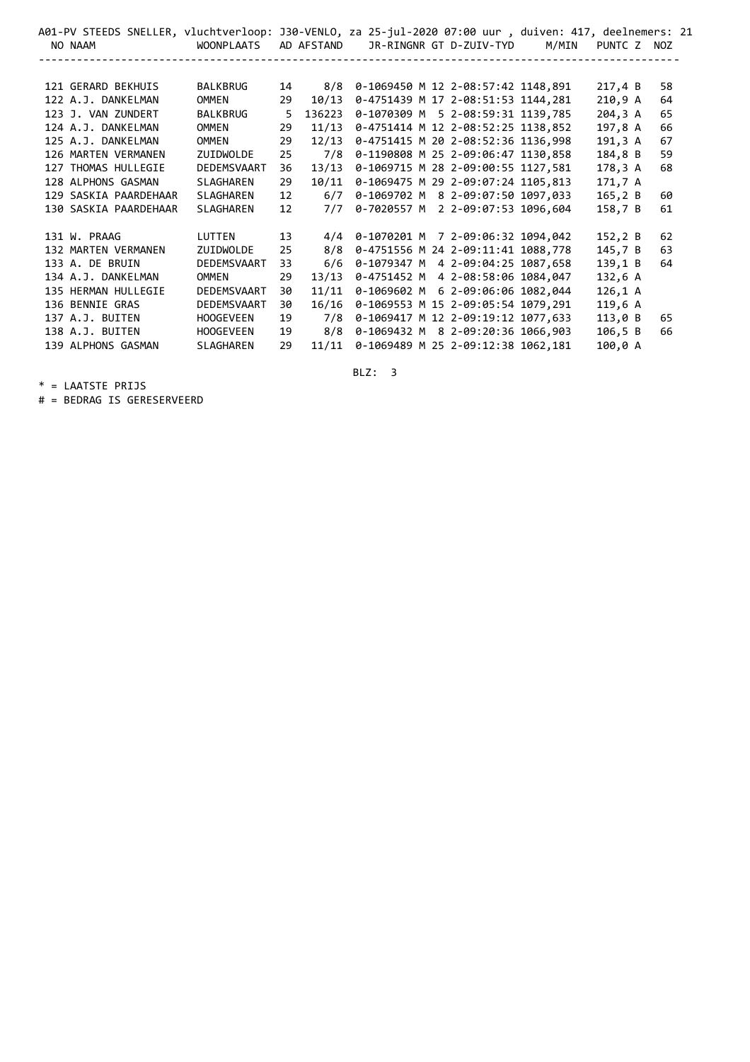A01-PV STEEDS SNELLER, vluchtverloop: J30-VENLO, za 25-jul-2020 07:00 uur , duiven: 417, deelnemers: 21

| NO | NAAM | WOONPLAATS | AD | AFSTAND | JR-RINGNR | GT | D-ZUIV-TYD | M/MIN | PUNTC | Z | NOZ |
|---|---|---|---|---|---|---|---|---|---|---|---|
| 121 | GERARD BEKHUIS | BALKBRUG | 14 | 8/8 | 0-1069450 M | 12 | 2-08:57:42 | 1148,891 | 217,4 | B | 58 |
| 122 | A.J. DANKELMAN | OMMEN | 29 | 10/13 | 0-4751439 M | 17 | 2-08:51:53 | 1144,281 | 210,9 | A | 64 |
| 123 | J. VAN ZUNDERT | BALKBRUG | 5 | 136223 | 0-1070309 M | 5 | 2-08:59:31 | 1139,785 | 204,3 | A | 65 |
| 124 | A.J. DANKELMAN | OMMEN | 29 | 11/13 | 0-4751414 M | 12 | 2-08:52:25 | 1138,852 | 197,8 | A | 66 |
| 125 | A.J. DANKELMAN | OMMEN | 29 | 12/13 | 0-4751415 M | 20 | 2-08:52:36 | 1136,998 | 191,3 | A | 67 |
| 126 | MARTEN VERMANEN | ZUIDWOLDE | 25 | 7/8 | 0-1190808 M | 25 | 2-09:06:47 | 1130,858 | 184,8 | B | 59 |
| 127 | THOMAS HULLEGIE | DEDEMSVAART | 36 | 13/13 | 0-1069715 M | 28 | 2-09:00:55 | 1127,581 | 178,3 | A | 68 |
| 128 | ALPHONS GASMAN | SLAGHAREN | 29 | 10/11 | 0-1069475 M | 29 | 2-09:07:24 | 1105,813 | 171,7 | A | |
| 129 | SASKIA PAARDEHAAR | SLAGHAREN | 12 | 6/7 | 0-1069702 M | 8 | 2-09:07:50 | 1097,033 | 165,2 | B | 60 |
| 130 | SASKIA PAARDEHAAR | SLAGHAREN | 12 | 7/7 | 0-7020557 M | 2 | 2-09:07:53 | 1096,604 | 158,7 | B | 61 |
| 131 | W. PRAAG | LUTTEN | 13 | 4/4 | 0-1070201 M | 7 | 2-09:06:32 | 1094,042 | 152,2 | B | 62 |
| 132 | MARTEN VERMANEN | ZUIDWOLDE | 25 | 8/8 | 0-4751556 M | 24 | 2-09:11:41 | 1088,778 | 145,7 | B | 63 |
| 133 | A. DE BRUIN | DEDEMSVAART | 33 | 6/6 | 0-1079347 M | 4 | 2-09:04:25 | 1087,658 | 139,1 | B | 64 |
| 134 | A.J. DANKELMAN | OMMEN | 29 | 13/13 | 0-4751452 M | 4 | 2-08:58:06 | 1084,047 | 132,6 | A | |
| 135 | HERMAN HULLEGIE | DEDEMSVAART | 30 | 11/11 | 0-1069602 M | 6 | 2-09:06:06 | 1082,044 | 126,1 | A | |
| 136 | BENNIE GRAS | DEDEMSVAART | 30 | 16/16 | 0-1069553 M | 15 | 2-09:05:54 | 1079,291 | 119,6 | A | |
| 137 | A.J. BUITEN | HOOGEVEEN | 19 | 7/8 | 0-1069417 M | 12 | 2-09:19:12 | 1077,633 | 113,0 | B | 65 |
| 138 | A.J. BUITEN | HOOGEVEEN | 19 | 8/8 | 0-1069432 M | 8 | 2-09:20:36 | 1066,903 | 106,5 | B | 66 |
| 139 | ALPHONS GASMAN | SLAGHAREN | 29 | 11/11 | 0-1069489 M | 25 | 2-09:12:38 | 1062,181 | 100,0 | A | |

BLZ: 3

* = LAATSTE PRIJS
# = BEDRAG IS GERESERVEERD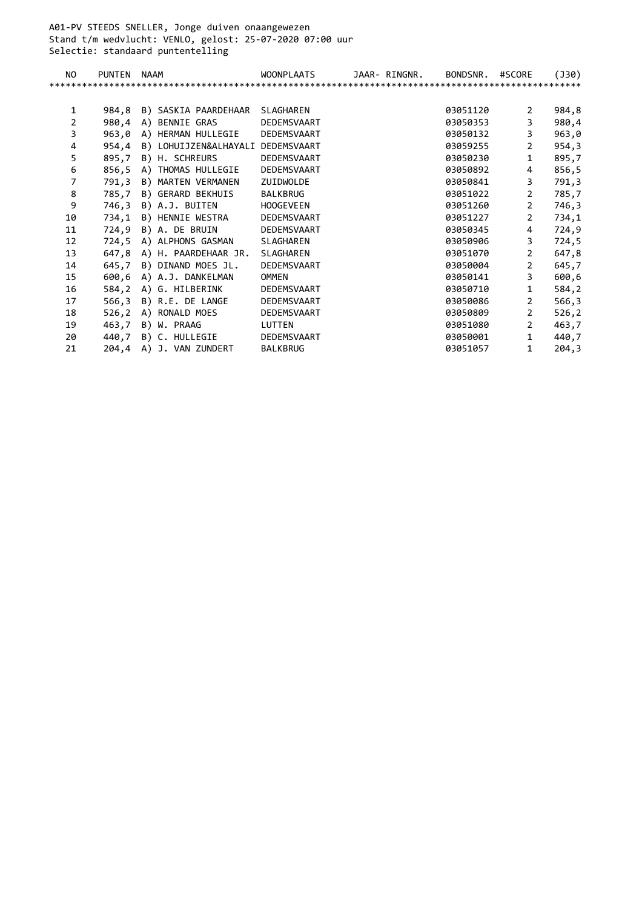A01-PV STEEDS SNELLER, Jonge duiven onaangewezen
Stand t/m wedvlucht: VENLO, gelost: 25-07-2020 07:00 uur
Selectie: standaard puntentelling

| NO | PUNTEN | NAAM | WOONPLAATS | JAAR- RINGNR. | BONDSNR. | #SCORE | (J30) |
|---|---|---|---|---|---|---|---|
| 1 | 984,8 | B) SASKIA PAARDEHAAR | SLAGHAREN | | 03051120 | 2 | 984,8 |
| 2 | 980,4 | A) BENNIE GRAS | DEDEMSVAART | | 03050353 | 3 | 980,4 |
| 3 | 963,0 | A) HERMAN HULLEGIE | DEDEMSVAART | | 03050132 | 3 | 963,0 |
| 4 | 954,4 | B) LOHUIJZEN&ALHAYALI | DEDEMSVAART | | 03059255 | 2 | 954,3 |
| 5 | 895,7 | B) H. SCHREURS | DEDEMSVAART | | 03050230 | 1 | 895,7 |
| 6 | 856,5 | A) THOMAS HULLEGIE | DEDEMSVAART | | 03050892 | 4 | 856,5 |
| 7 | 791,3 | B) MARTEN VERMANEN | ZUIDWOLDE | | 03050841 | 3 | 791,3 |
| 8 | 785,7 | B) GERARD BEKHUIS | BALKBRUG | | 03051022 | 2 | 785,7 |
| 9 | 746,3 | B) A.J. BUITEN | HOOGEVEEN | | 03051260 | 2 | 746,3 |
| 10 | 734,1 | B) HENNIE WESTRA | DEDEMSVAART | | 03051227 | 2 | 734,1 |
| 11 | 724,9 | B) A. DE BRUIN | DEDEMSVAART | | 03050345 | 4 | 724,9 |
| 12 | 724,5 | A) ALPHONS GASMAN | SLAGHAREN | | 03050906 | 3 | 724,5 |
| 13 | 647,8 | A) H. PAARDEHAAR JR. | SLAGHAREN | | 03051070 | 2 | 647,8 |
| 14 | 645,7 | B) DINAND MOES JL. | DEDEMSVAART | | 03050004 | 2 | 645,7 |
| 15 | 600,6 | A) A.J. DANKELMAN | OMMEN | | 03050141 | 3 | 600,6 |
| 16 | 584,2 | A) G. HILBERINK | DEDEMSVAART | | 03050710 | 1 | 584,2 |
| 17 | 566,3 | B) R.E. DE LANGE | DEDEMSVAART | | 03050086 | 2 | 566,3 |
| 18 | 526,2 | A) RONALD MOES | DEDEMSVAART | | 03050809 | 2 | 526,2 |
| 19 | 463,7 | B) W. PRAAG | LUTTEN | | 03051080 | 2 | 463,7 |
| 20 | 440,7 | B) C. HULLEGIE | DEDEMSVAART | | 03050001 | 1 | 440,7 |
| 21 | 204,4 | A) J. VAN ZUNDERT | BALKBRUG | | 03051057 | 1 | 204,3 |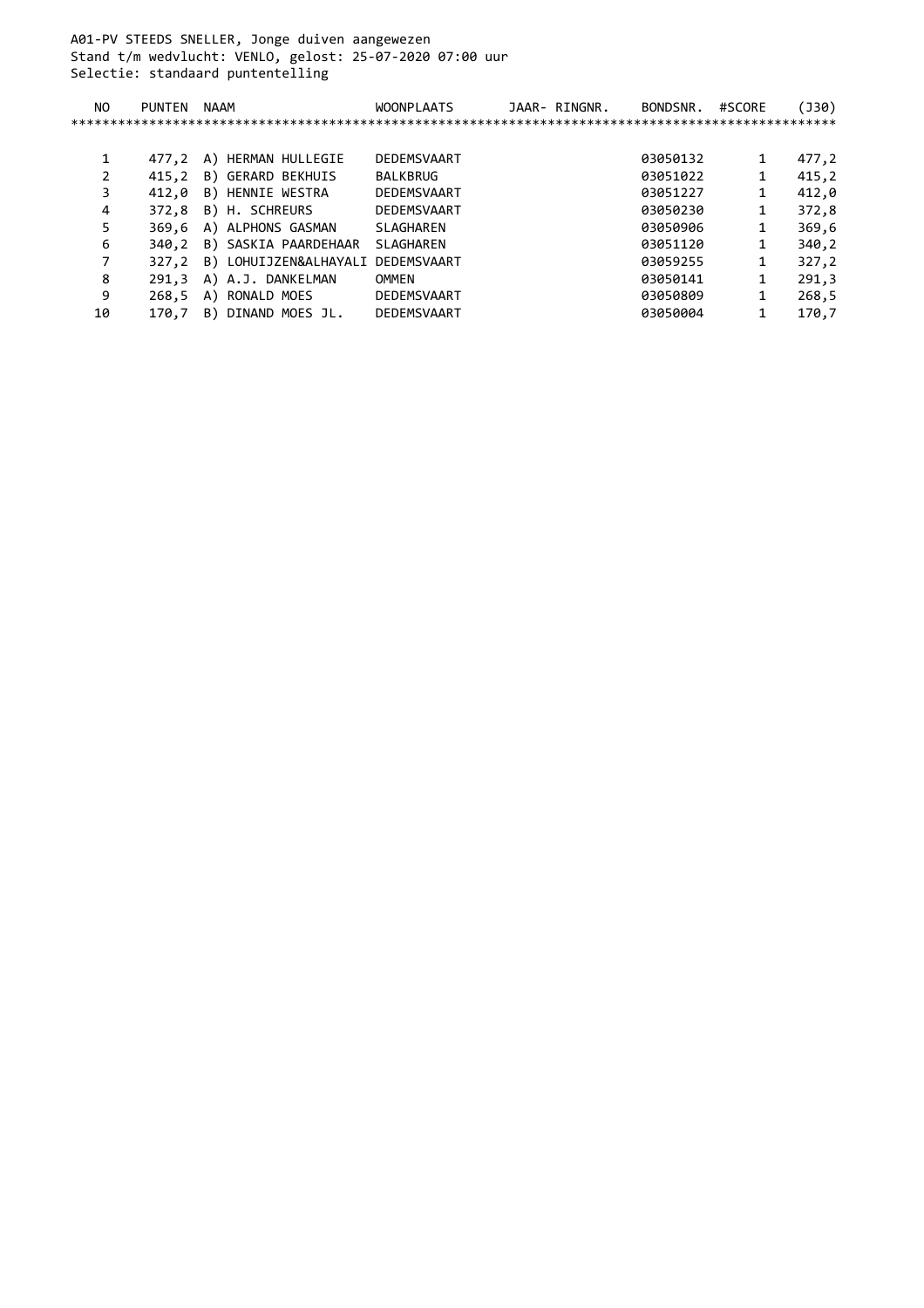A01-PV STEEDS SNELLER, Jonge duiven aangewezen
Stand t/m wedvlucht: VENLO, gelost: 25-07-2020 07:00 uur
Selectie: standaard puntentelling

| NO | PUNTEN | NAAM | WOONPLAATS | JAAR- RINGNR. | BONDSNR. | #SCORE | (J30) |
|---|---|---|---|---|---|---|---|
| 1 | 477,2 | A) HERMAN HULLEGIE | DEDEMSVAART | | 03050132 | 1 | 477,2 |
| 2 | 415,2 | B) GERARD BEKHUIS | BALKBRUG | | 03051022 | 1 | 415,2 |
| 3 | 412,0 | B) HENNIE WESTRA | DEDEMSVAART | | 03051227 | 1 | 412,0 |
| 4 | 372,8 | B) H. SCHREURS | DEDEMSVAART | | 03050230 | 1 | 372,8 |
| 5 | 369,6 | A) ALPHONS GASMAN | SLAGHAREN | | 03050906 | 1 | 369,6 |
| 6 | 340,2 | B) SASKIA PAARDEHAAR | SLAGHAREN | | 03051120 | 1 | 340,2 |
| 7 | 327,2 | B) LOHUIJZEN&ALHAYALI | DEDEMSVAART | | 03059255 | 1 | 327,2 |
| 8 | 291,3 | A) A.J. DANKELMAN | OMMEN | | 03050141 | 1 | 291,3 |
| 9 | 268,5 | A) RONALD MOES | DEDEMSVAART | | 03050809 | 1 | 268,5 |
| 10 | 170,7 | B) DINAND MOES JL. | DEDEMSVAART | | 03050004 | 1 | 170,7 |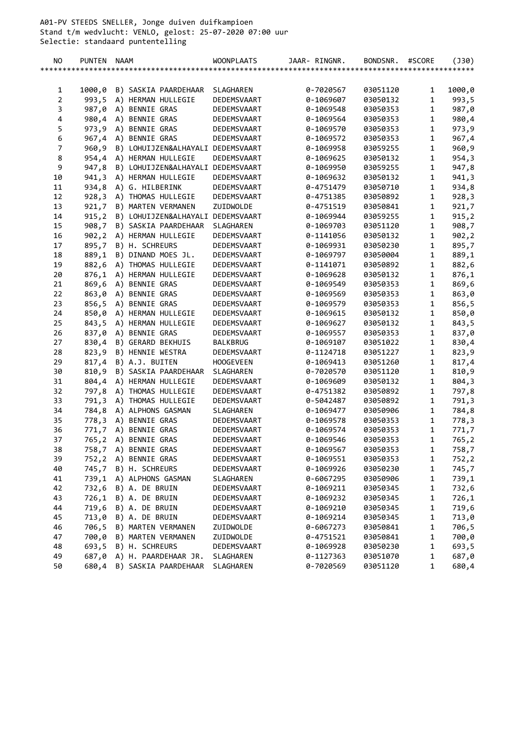A01-PV STEEDS SNELLER, Jonge duiven duifkampioen
Stand t/m wedvlucht: VENLO, gelost: 25-07-2020 07:00 uur
Selectie: standaard puntentelling

| NO | PUNTEN | NAAM | WOONPLAATS | JAAR- RINGNR. | BONDSNR. | #SCORE | (J30) |
|---|---|---|---|---|---|---|---|
| 1 | 1000,0 | B) SASKIA PAARDEHAAR | SLAGHAREN | 0-7020567 | 03051120 | 1 | 1000,0 |
| 2 | 993,5 | A) HERMAN HULLEGIE | DEDEMSVAART | 0-1069607 | 03050132 | 1 | 993,5 |
| 3 | 987,0 | A) BENNIE GRAS | DEDEMSVAART | 0-1069548 | 03050353 | 1 | 987,0 |
| 4 | 980,4 | A) BENNIE GRAS | DEDEMSVAART | 0-1069564 | 03050353 | 1 | 980,4 |
| 5 | 973,9 | A) BENNIE GRAS | DEDEMSVAART | 0-1069570 | 03050353 | 1 | 973,9 |
| 6 | 967,4 | A) BENNIE GRAS | DEDEMSVAART | 0-1069572 | 03050353 | 1 | 967,4 |
| 7 | 960,9 | B) LOHUIJZEN&ALHAYALI | DEDEMSVAART | 0-1069958 | 03059255 | 1 | 960,9 |
| 8 | 954,4 | A) HERMAN HULLEGIE | DEDEMSVAART | 0-1069625 | 03050132 | 1 | 954,3 |
| 9 | 947,8 | B) LOHUIJZEN&ALHAYALI | DEDEMSVAART | 0-1069950 | 03059255 | 1 | 947,8 |
| 10 | 941,3 | A) HERMAN HULLEGIE | DEDEMSVAART | 0-1069632 | 03050132 | 1 | 941,3 |
| 11 | 934,8 | A) G. HILBERINK | DEDEMSVAART | 0-4751479 | 03050710 | 1 | 934,8 |
| 12 | 928,3 | A) THOMAS HULLEGIE | DEDEMSVAART | 0-4751385 | 03050892 | 1 | 928,3 |
| 13 | 921,7 | B) MARTEN VERMANEN | ZUIDWOLDE | 0-4751519 | 03050841 | 1 | 921,7 |
| 14 | 915,2 | B) LOHUIJZEN&ALHAYALI | DEDEMSVAART | 0-1069944 | 03059255 | 1 | 915,2 |
| 15 | 908,7 | B) SASKIA PAARDEHAAR | SLAGHAREN | 0-1069703 | 03051120 | 1 | 908,7 |
| 16 | 902,2 | A) HERMAN HULLEGIE | DEDEMSVAART | 0-1141056 | 03050132 | 1 | 902,2 |
| 17 | 895,7 | B) H. SCHREURS | DEDEMSVAART | 0-1069931 | 03050230 | 1 | 895,7 |
| 18 | 889,1 | B) DINAND MOES JL. | DEDEMSVAART | 0-1069797 | 03050004 | 1 | 889,1 |
| 19 | 882,6 | A) THOMAS HULLEGIE | DEDEMSVAART | 0-1141071 | 03050892 | 1 | 882,6 |
| 20 | 876,1 | A) HERMAN HULLEGIE | DEDEMSVAART | 0-1069628 | 03050132 | 1 | 876,1 |
| 21 | 869,6 | A) BENNIE GRAS | DEDEMSVAART | 0-1069549 | 03050353 | 1 | 869,6 |
| 22 | 863,0 | A) BENNIE GRAS | DEDEMSVAART | 0-1069569 | 03050353 | 1 | 863,0 |
| 23 | 856,5 | A) BENNIE GRAS | DEDEMSVAART | 0-1069579 | 03050353 | 1 | 856,5 |
| 24 | 850,0 | A) HERMAN HULLEGIE | DEDEMSVAART | 0-1069615 | 03050132 | 1 | 850,0 |
| 25 | 843,5 | A) HERMAN HULLEGIE | DEDEMSVAART | 0-1069627 | 03050132 | 1 | 843,5 |
| 26 | 837,0 | A) BENNIE GRAS | DEDEMSVAART | 0-1069557 | 03050353 | 1 | 837,0 |
| 27 | 830,4 | B) GERARD BEKHUIS | BALKBRUG | 0-1069107 | 03051022 | 1 | 830,4 |
| 28 | 823,9 | B) HENNIE WESTRA | DEDEMSVAART | 0-1124718 | 03051227 | 1 | 823,9 |
| 29 | 817,4 | B) A.J. BUITEN | HOOGEVEEN | 0-1069413 | 03051260 | 1 | 817,4 |
| 30 | 810,9 | B) SASKIA PAARDEHAAR | SLAGHAREN | 0-7020570 | 03051120 | 1 | 810,9 |
| 31 | 804,4 | A) HERMAN HULLEGIE | DEDEMSVAART | 0-1069609 | 03050132 | 1 | 804,3 |
| 32 | 797,8 | A) THOMAS HULLEGIE | DEDEMSVAART | 0-4751382 | 03050892 | 1 | 797,8 |
| 33 | 791,3 | A) THOMAS HULLEGIE | DEDEMSVAART | 0-5042487 | 03050892 | 1 | 791,3 |
| 34 | 784,8 | A) ALPHONS GASMAN | SLAGHAREN | 0-1069477 | 03050906 | 1 | 784,8 |
| 35 | 778,3 | A) BENNIE GRAS | DEDEMSVAART | 0-1069578 | 03050353 | 1 | 778,3 |
| 36 | 771,7 | A) BENNIE GRAS | DEDEMSVAART | 0-1069574 | 03050353 | 1 | 771,7 |
| 37 | 765,2 | A) BENNIE GRAS | DEDEMSVAART | 0-1069546 | 03050353 | 1 | 765,2 |
| 38 | 758,7 | A) BENNIE GRAS | DEDEMSVAART | 0-1069567 | 03050353 | 1 | 758,7 |
| 39 | 752,2 | A) BENNIE GRAS | DEDEMSVAART | 0-1069551 | 03050353 | 1 | 752,2 |
| 40 | 745,7 | B) H. SCHREURS | DEDEMSVAART | 0-1069926 | 03050230 | 1 | 745,7 |
| 41 | 739,1 | A) ALPHONS GASMAN | SLAGHAREN | 0-6067295 | 03050906 | 1 | 739,1 |
| 42 | 732,6 | B) A. DE BRUIN | DEDEMSVAART | 0-1069211 | 03050345 | 1 | 732,6 |
| 43 | 726,1 | B) A. DE BRUIN | DEDEMSVAART | 0-1069232 | 03050345 | 1 | 726,1 |
| 44 | 719,6 | B) A. DE BRUIN | DEDEMSVAART | 0-1069210 | 03050345 | 1 | 719,6 |
| 45 | 713,0 | B) A. DE BRUIN | DEDEMSVAART | 0-1069214 | 03050345 | 1 | 713,0 |
| 46 | 706,5 | B) MARTEN VERMANEN | ZUIDWOLDE | 0-6067273 | 03050841 | 1 | 706,5 |
| 47 | 700,0 | B) MARTEN VERMANEN | ZUIDWOLDE | 0-4751521 | 03050841 | 1 | 700,0 |
| 48 | 693,5 | B) H. SCHREURS | DEDEMSVAART | 0-1069928 | 03050230 | 1 | 693,5 |
| 49 | 687,0 | A) H. PAARDEHAAR JR. | SLAGHAREN | 0-1127363 | 03051070 | 1 | 687,0 |
| 50 | 680,4 | B) SASKIA PAARDEHAAR | SLAGHAREN | 0-7020569 | 03051120 | 1 | 680,4 |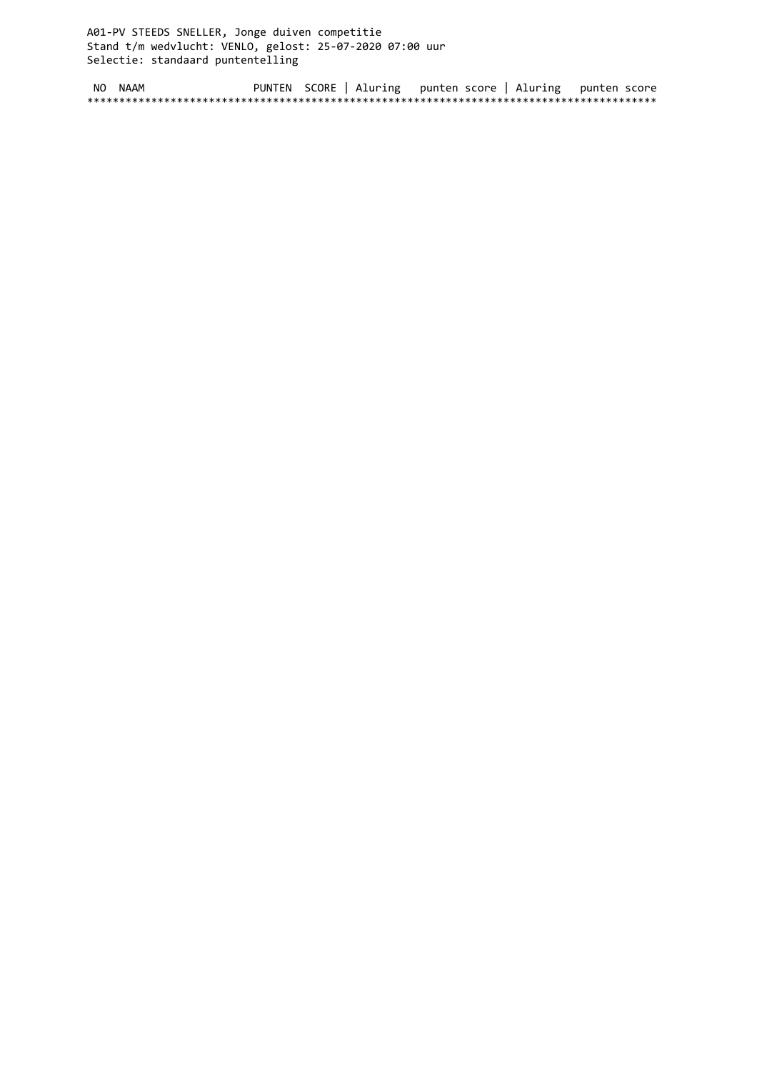A01-PV STEEDS SNELLER, Jonge duiven competitie
Stand t/m wedvlucht: VENLO, gelost: 25-07-2020 07:00 uur
Selectie: standaard puntentelling

| NO | NAAM | PUNTEN | SCORE | Aluring | punten | score | Aluring | punten | score |
|---|---|---|---|---|---|---|---|---|---|